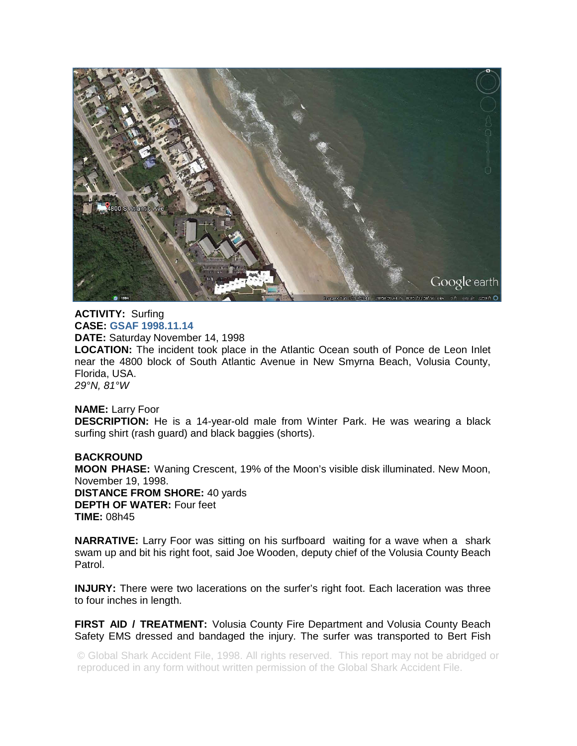**ACTIVITY:** Surfing
**CASE:** **GSAF 1998.11.14**
**DATE:** Saturday November 14, 1998
**LOCATION:** The incident took place in the Atlantic Ocean south of Ponce de Leon Inlet near the 4800 block of South Atlantic Avenue in New Smyrna Beach, Volusia County, Florida, USA.
*29°N, 81°W*

**NAME:** Larry Foor
**DESCRIPTION:** He is a 14-year-old male from Winter Park. He was wearing a black surfing shirt (rash guard) and black baggies (shorts).

**BACKROUND**
**MOON PHASE:** Waning Crescent, 19% of the Moon's visible disk illuminated. New Moon, November 19, 1998.
**DISTANCE FROM SHORE:** 40 yards
**DEPTH OF WATER:** Four feet
**TIME:** 08h45

**NARRATIVE:** Larry Foor was sitting on his surfboard waiting for a wave when a shark swam up and bit his right foot, said Joe Wooden, deputy chief of the Volusia County Beach Patrol.

**INJURY:** There were two lacerations on the surfer's right foot. Each laceration was three to four inches in length.

**FIRST AID / TREATMENT:** Volusia County Fire Department and Volusia County Beach Safety EMS dressed and bandaged the injury. The surfer was transported to Bert Fish

© Global Shark Accident File, 1998. All rights reserved. This report may not be abridged or reproduced in any form without written permission of the Global Shark Accident File.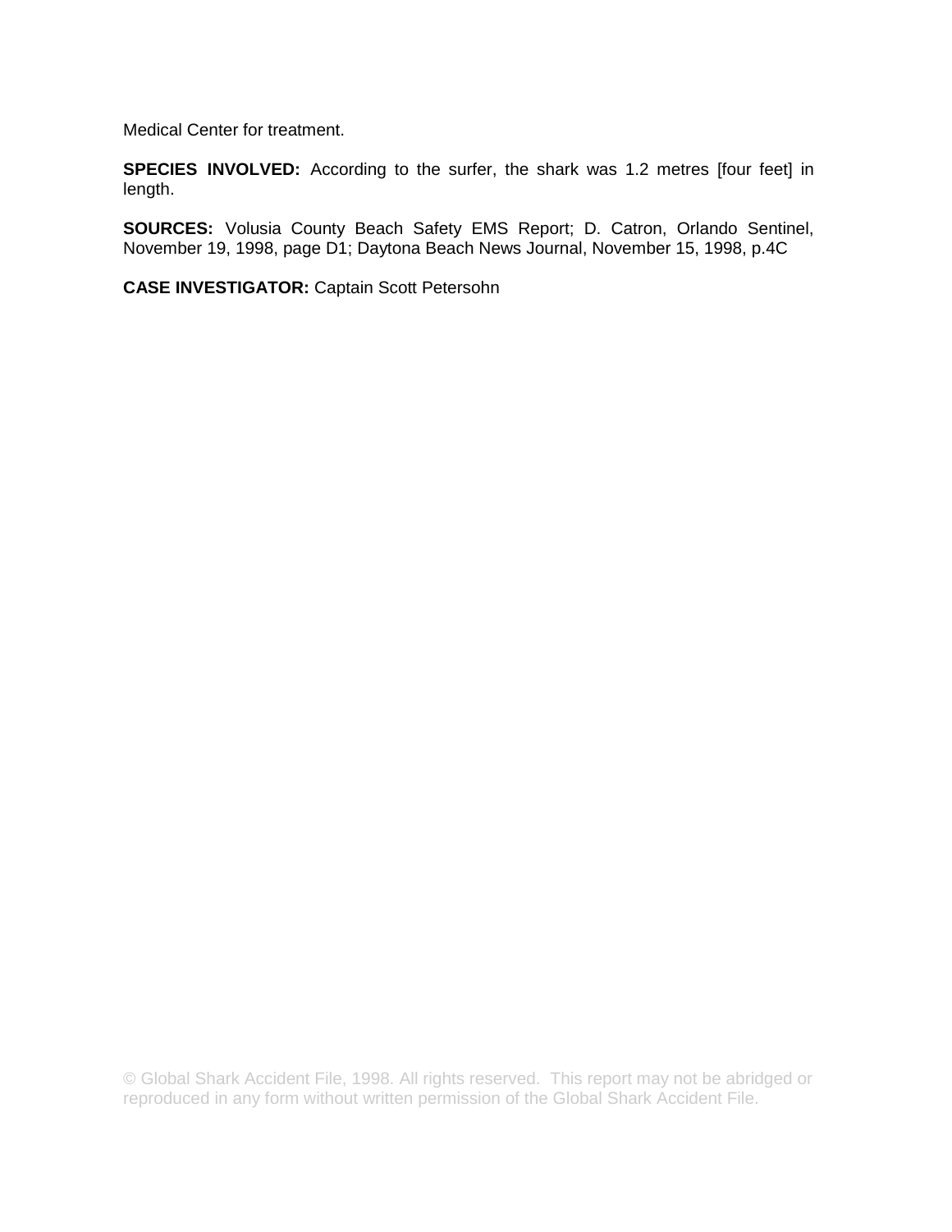Medical Center for treatment.

**SPECIES INVOLVED:** According to the surfer, the shark was 1.2 metres [four feet] in length.

**SOURCES:** Volusia County Beach Safety EMS Report; D. Catron, Orlando Sentinel, November 19, 1998, page D1; Daytona Beach News Journal, November 15, 1998, p.4C

**CASE INVESTIGATOR:** Captain Scott Petersohn

© Global Shark Accident File, 1998. All rights reserved. This report may not be abridged or reproduced in any form without written permission of the Global Shark Accident File.